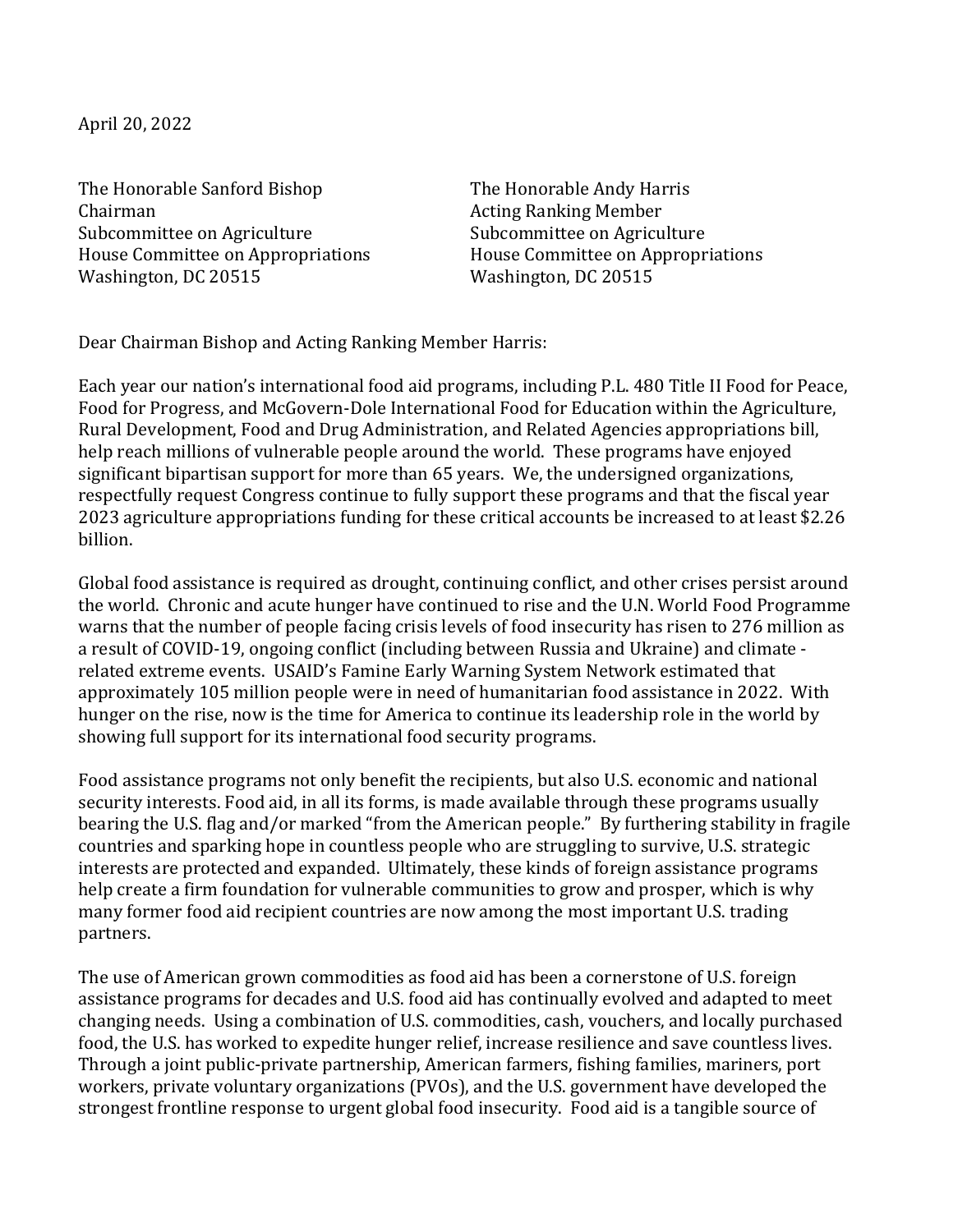April 20, 2022

The Honorable Sanford Bishop
Chairman
Subcommittee on Agriculture
House Committee on Appropriations
Washington, DC 20515

The Honorable Andy Harris
Acting Ranking Member
Subcommittee on Agriculture
House Committee on Appropriations
Washington, DC 20515

Dear Chairman Bishop and Acting Ranking Member Harris:

Each year our nation's international food aid programs, including P.L. 480 Title II Food for Peace, Food for Progress, and McGovern-Dole International Food for Education within the Agriculture, Rural Development, Food and Drug Administration, and Related Agencies appropriations bill, help reach millions of vulnerable people around the world. These programs have enjoyed significant bipartisan support for more than 65 years. We, the undersigned organizations, respectfully request Congress continue to fully support these programs and that the fiscal year 2023 agriculture appropriations funding for these critical accounts be increased to at least $2.26 billion.

Global food assistance is required as drought, continuing conflict, and other crises persist around the world. Chronic and acute hunger have continued to rise and the U.N. World Food Programme warns that the number of people facing crisis levels of food insecurity has risen to 276 million as a result of COVID-19, ongoing conflict (including between Russia and Ukraine) and climate - related extreme events. USAID's Famine Early Warning System Network estimated that approximately 105 million people were in need of humanitarian food assistance in 2022. With hunger on the rise, now is the time for America to continue its leadership role in the world by showing full support for its international food security programs.

Food assistance programs not only benefit the recipients, but also U.S. economic and national security interests. Food aid, in all its forms, is made available through these programs usually bearing the U.S. flag and/or marked "from the American people." By furthering stability in fragile countries and sparking hope in countless people who are struggling to survive, U.S. strategic interests are protected and expanded. Ultimately, these kinds of foreign assistance programs help create a firm foundation for vulnerable communities to grow and prosper, which is why many former food aid recipient countries are now among the most important U.S. trading partners.

The use of American grown commodities as food aid has been a cornerstone of U.S. foreign assistance programs for decades and U.S. food aid has continually evolved and adapted to meet changing needs. Using a combination of U.S. commodities, cash, vouchers, and locally purchased food, the U.S. has worked to expedite hunger relief, increase resilience and save countless lives. Through a joint public-private partnership, American farmers, fishing families, mariners, port workers, private voluntary organizations (PVOs), and the U.S. government have developed the strongest frontline response to urgent global food insecurity. Food aid is a tangible source of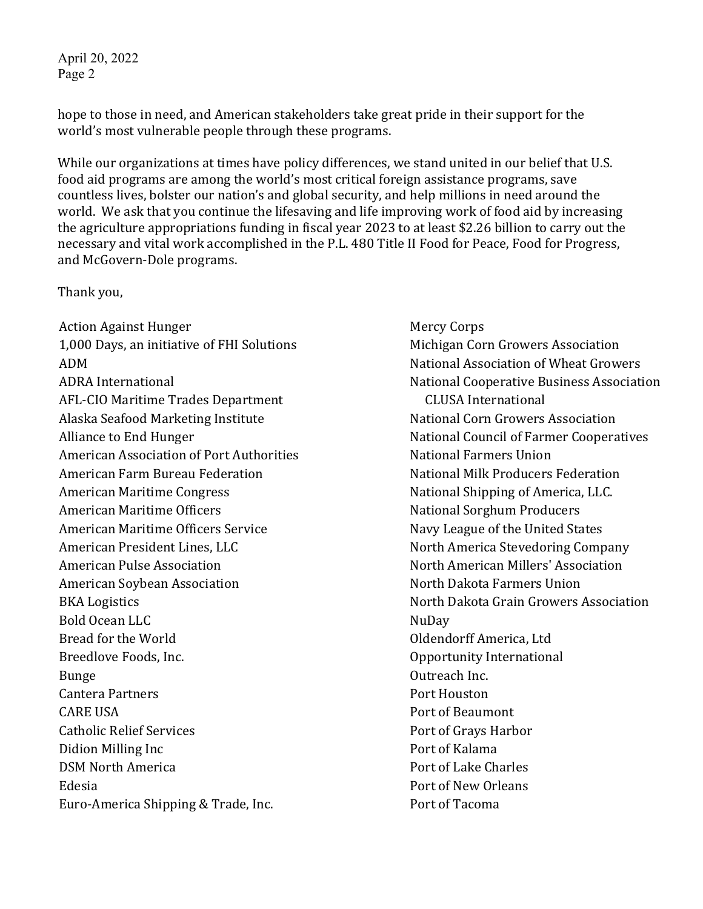hope to those in need, and American stakeholders take great pride in their support for the world's most vulnerable people through these programs.

While our organizations at times have policy differences, we stand united in our belief that U.S. food aid programs are among the world's most critical foreign assistance programs, save countless lives, bolster our nation's and global security, and help millions in need around the world. We ask that you continue the lifesaving and life improving work of food aid by increasing the agriculture appropriations funding in fiscal year 2023 to at least $2.26 billion to carry out the necessary and vital work accomplished in the P.L. 480 Title II Food for Peace, Food for Progress, and McGovern-Dole programs.

Thank you,

Action Against Hunger
1,000 Days, an initiative of FHI Solutions
ADM
ADRA International
AFL-CIO Maritime Trades Department
Alaska Seafood Marketing Institute
Alliance to End Hunger
American Association of Port Authorities
American Farm Bureau Federation
American Maritime Congress
American Maritime Officers
American Maritime Officers Service
American President Lines, LLC
American Pulse Association
American Soybean Association
BKA Logistics
Bold Ocean LLC
Bread for the World
Breedlove Foods, Inc.
Bunge
Cantera Partners
CARE USA
Catholic Relief Services
Didion Milling Inc
DSM North America
Edesia
Euro-America Shipping & Trade, Inc.
Mercy Corps
Michigan Corn Growers Association
National Association of Wheat Growers
National Cooperative Business Association CLUSA International
National Corn Growers Association
National Council of Farmer Cooperatives
National Farmers Union
National Milk Producers Federation
National Shipping of America, LLC.
National Sorghum Producers
Navy League of the United States
North America Stevedoring Company
North American Millers' Association
North Dakota Farmers Union
North Dakota Grain Growers Association
NuDay
Oldendorff America, Ltd
Opportunity International
Outreach Inc.
Port Houston
Port of Beaumont
Port of Grays Harbor
Port of Kalama
Port of Lake Charles
Port of New Orleans
Port of Tacoma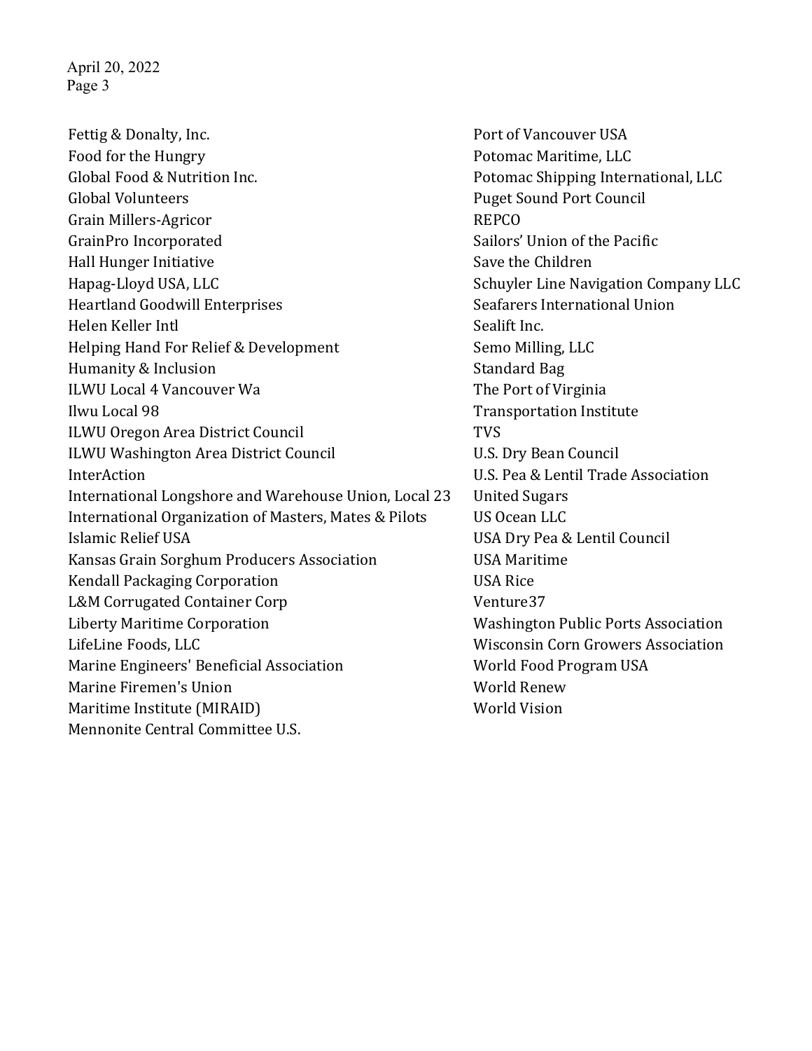Fettig & Donalty, Inc.
Food for the Hungry
Global Food & Nutrition Inc.
Global Volunteers
Grain Millers-Agricor
GrainPro Incorporated
Hall Hunger Initiative
Hapag-Lloyd USA, LLC
Heartland Goodwill Enterprises
Helen Keller Intl
Helping Hand For Relief & Development
Humanity & Inclusion
ILWU Local 4 Vancouver Wa
Ilwu Local 98
ILWU Oregon Area District Council
ILWU Washington Area District Council
InterAction
International Longshore and Warehouse Union, Local 23
International Organization of Masters, Mates & Pilots
Islamic Relief USA
Kansas Grain Sorghum Producers Association
Kendall Packaging Corporation
L&M Corrugated Container Corp
Liberty Maritime Corporation
LifeLine Foods, LLC
Marine Engineers' Beneficial Association
Marine Firemen's Union
Maritime Institute (MIRAID)
Mennonite Central Committee U.S.
Port of Vancouver USA
Potomac Maritime, LLC
Potomac Shipping International, LLC
Puget Sound Port Council
REPCO
Sailors' Union of the Pacific
Save the Children
Schuyler Line Navigation Company LLC
Seafarers International Union
Sealift Inc.
Semo Milling, LLC
Standard Bag
The Port of Virginia
Transportation Institute
TVS
U.S. Dry Bean Council
U.S. Pea & Lentil Trade Association
United Sugars
US Ocean LLC
USA Dry Pea & Lentil Council
USA Maritime
USA Rice
Venture37
Washington Public Ports Association
Wisconsin Corn Growers Association
World Food Program USA
World Renew
World Vision